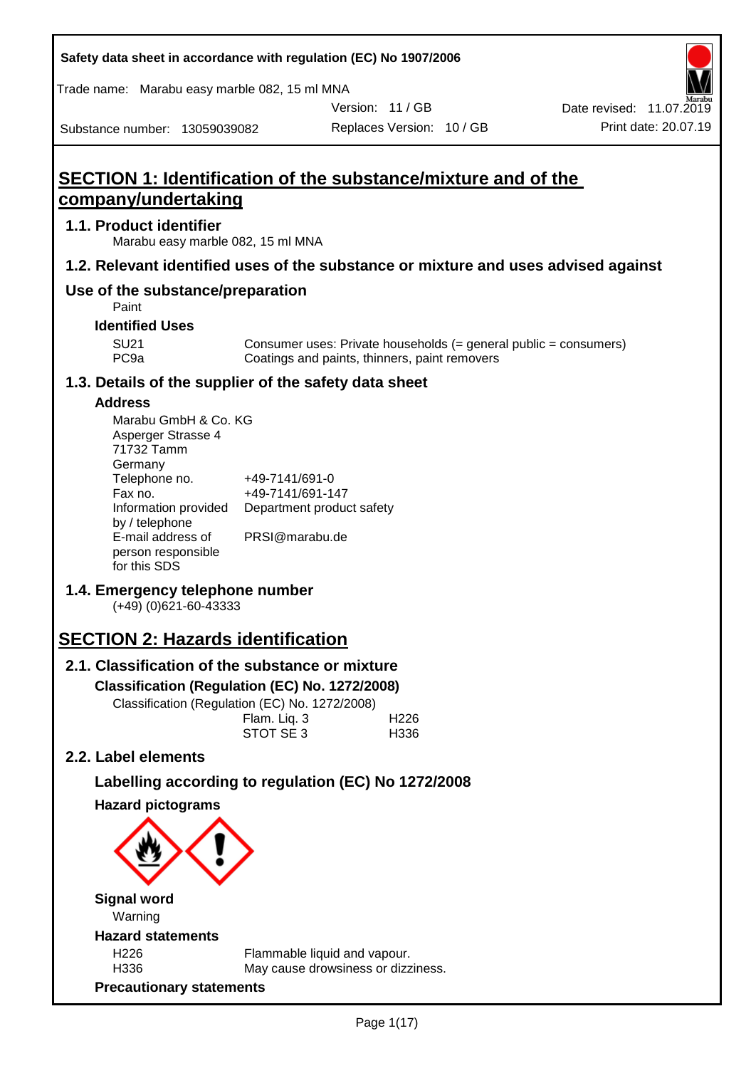Safety data sheet in accordance with regulation (EC) No 1907/2006

Trade name: Marabu easy marble 082, 15 ml MNA

Version: 11 / GB

Date revised: 11.07.2019

Substance number: 13059039082

Replaces Version: 10 / GB

Print date: 20.07.19

# SECTION 1: Identification of the substance/mixture and of the company/undertaking

## 1.1. Product identifier

Marabu easy marble 082, 15 ml MNA

## 1.2. Relevant identified uses of the substance or mixture and uses advised against

## Use of the substance/preparation

Paint

### Identified Uses

| | |
|---|---|
| SU21 | Consumer uses: Private households (= general public = consumers) |
| PC9a | Coatings and paints, thinners, paint removers |

## 1.3. Details of the supplier of the safety data sheet

### Address

Marabu GmbH & Co. KG
Asperger Strasse 4
71732 Tamm
Germany

| | |
|---|---|
| Telephone no. | +49-7141/691-0 |
| Fax no. | +49-7141/691-147 |
| Information provided by / telephone | Department product safety |
| E-mail address of person responsible for this SDS | PRSI@marabu.de |

## 1.4. Emergency telephone number

(+49) (0)621-60-43333

# SECTION 2: Hazards identification

## 2.1. Classification of the substance or mixture

### Classification (Regulation (EC) No. 1272/2008)

Classification (Regulation (EC) No. 1272/2008)

| | |
|---|---|
| Flam. Liq. 3 | H226 |
| STOT SE 3 | H336 |

## 2.2. Label elements

### Labelling according to regulation (EC) No 1272/2008

### Hazard pictograms

### Signal word

Warning

### Hazard statements

| | |
|---|---|
| H226 | Flammable liquid and vapour. |
| H336 | May cause drowsiness or dizziness. |

### Precautionary statements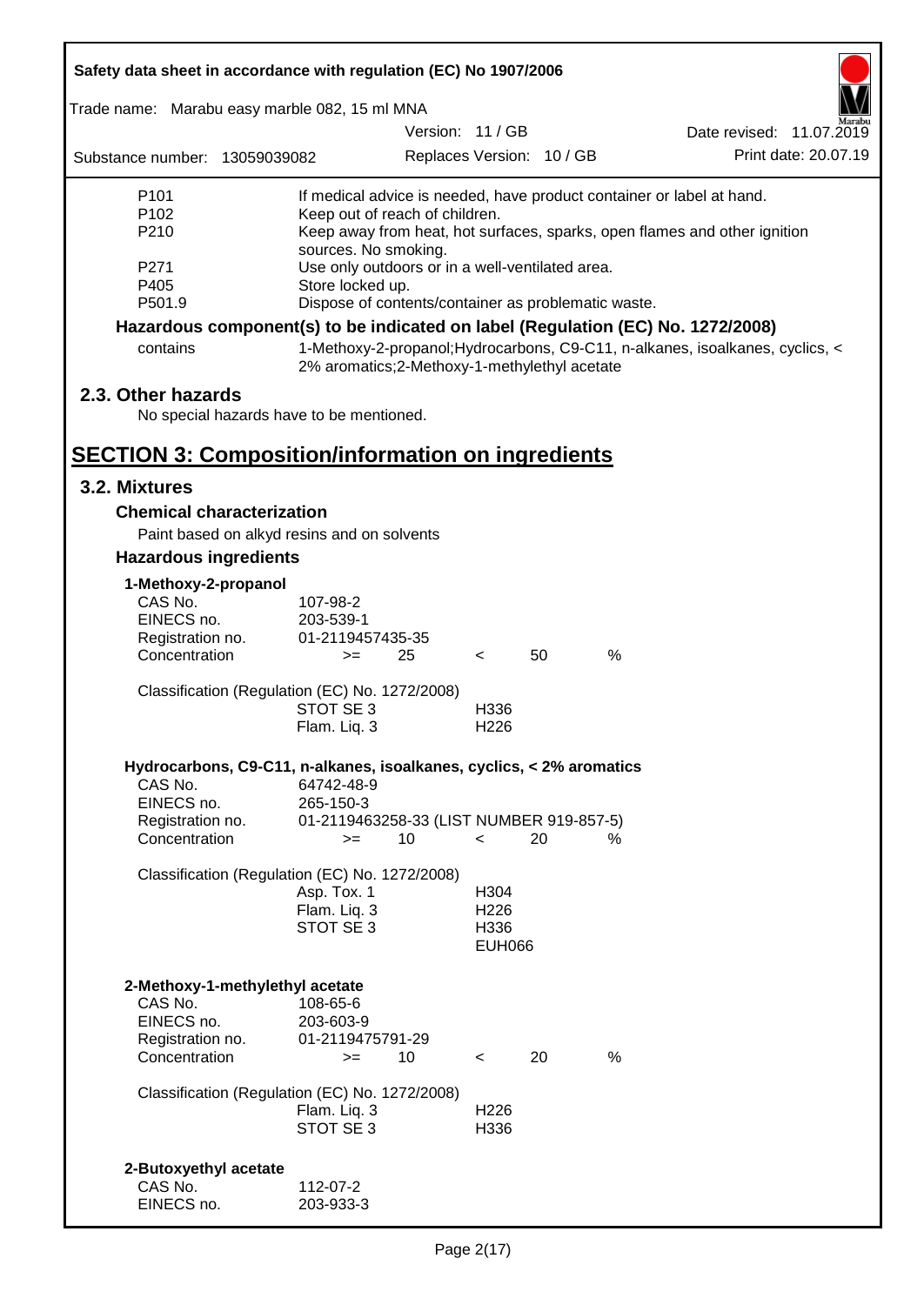| | |
|---|---|
| P101 | If medical advice is needed, have product container or label at hand. |
| P102 | Keep out of reach of children. |
| P210 | Keep away from heat, hot surfaces, sparks, open flames and other ignition sources. No smoking. |
| P271 | Use only outdoors or in a well-ventilated area. |
| P405 | Store locked up. |
| P501.9 | Dispose of contents/container as problematic waste. |

**Hazardous component(s) to be indicated on label (Regulation (EC) No. 1272/2008)**

| | |
|---|---|
| contains | 1-Methoxy-2-propanol;Hydrocarbons, C9-C11, n-alkanes, isoalkanes, cyclics, < 2% aromatics;2-Methoxy-1-methylethyl acetate |

## 2.3. Other hazards

No special hazards have to be mentioned.

# SECTION 3: Composition/information on ingredients

## 3.2. Mixtures

### Chemical characterization

Paint based on alkyd resins and on solvents

### Hazardous ingredients

**1-Methoxy-2-propanol**

| | | | | | |
|---|---|---|---|---|---|
| CAS No. | 107-98-2 | | | | |
| EINECS no. | 203-539-1 | | | | |
| Registration no. | 01-2119457435-35 | | | | |
| Concentration | >= | 25 | < | 50 | % |

Classification (Regulation (EC) No. 1272/2008)

| | |
|---|---|
| STOT SE 3 | H336 |
| Flam. Liq. 3 | H226 |

**Hydrocarbons, C9-C11, n-alkanes, isoalkanes, cyclics, < 2% aromatics**

| | | | | | |
|---|---|---|---|---|---|
| CAS No. | 64742-48-9 | | | | |
| EINECS no. | 265-150-3 | | | | |
| Registration no. | 01-2119463258-33 (LIST NUMBER 919-857-5) | | | | |
| Concentration | >= | 10 | < | 20 | % |

Classification (Regulation (EC) No. 1272/2008)

| | |
|---|---|
| Asp. Tox. 1 | H304 |
| Flam. Liq. 3 | H226 |
| STOT SE 3 | H336 |
| | EUH066 |

**2-Methoxy-1-methylethyl acetate**

| | | | | | |
|---|---|---|---|---|---|
| CAS No. | 108-65-6 | | | | |
| EINECS no. | 203-603-9 | | | | |
| Registration no. | 01-2119475791-29 | | | | |
| Concentration | >= | 10 | < | 20 | % |

Classification (Regulation (EC) No. 1272/2008)

| | |
|---|---|
| Flam. Liq. 3 | H226 |
| STOT SE 3 | H336 |

**2-Butoxyethyl acetate**

| | |
|---|---|
| CAS No. | 112-07-2 |
| EINECS no. | 203-933-3 |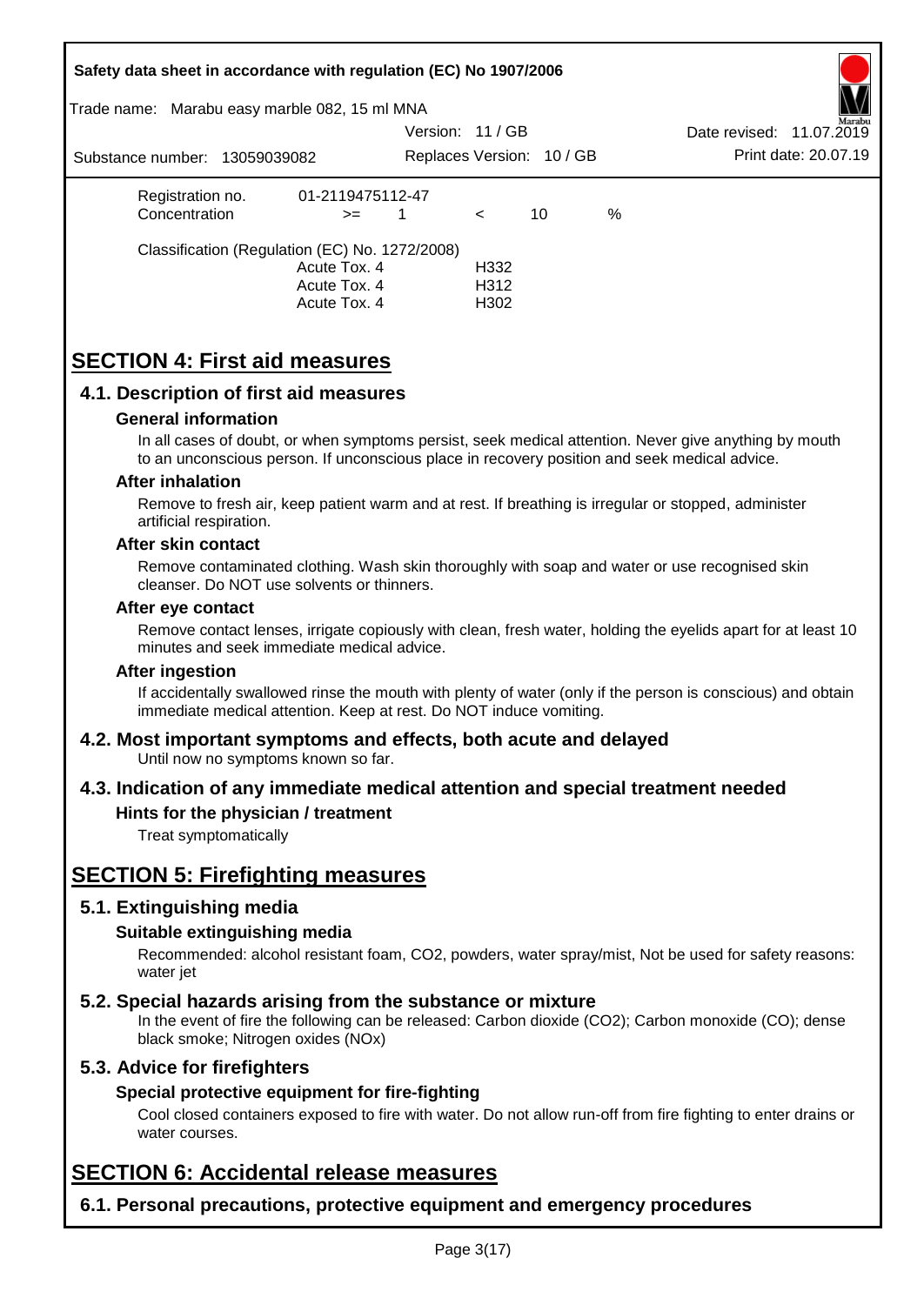| Registration no. | 01-2119475112-47 | | | | |
|---|---|---|---|---|---|
| Concentration | >= | 1 | < | 10 | % |

Classification (Regulation (EC) No. 1272/2008)

| | |
|---|---|
| Acute Tox. 4 | H332 |
| Acute Tox. 4 | H312 |
| Acute Tox. 4 | H302 |

# SECTION 4: First aid measures

## 4.1. Description of first aid measures

### General information

In all cases of doubt, or when symptoms persist, seek medical attention. Never give anything by mouth to an unconscious person. If unconscious place in recovery position and seek medical advice.

### After inhalation

Remove to fresh air, keep patient warm and at rest. If breathing is irregular or stopped, administer artificial respiration.

### After skin contact

Remove contaminated clothing. Wash skin thoroughly with soap and water or use recognised skin cleanser. Do NOT use solvents or thinners.

### After eye contact

Remove contact lenses, irrigate copiously with clean, fresh water, holding the eyelids apart for at least 10 minutes and seek immediate medical advice.

### After ingestion

If accidentally swallowed rinse the mouth with plenty of water (only if the person is conscious) and obtain immediate medical attention. Keep at rest. Do NOT induce vomiting.

## 4.2. Most important symptoms and effects, both acute and delayed

Until now no symptoms known so far.

## 4.3. Indication of any immediate medical attention and special treatment needed

### Hints for the physician / treatment

Treat symptomatically

# SECTION 5: Firefighting measures

## 5.1. Extinguishing media

### Suitable extinguishing media

Recommended: alcohol resistant foam, $CO_2$, powders, water spray/mist, Not be used for safety reasons: water jet

## 5.2. Special hazards arising from the substance or mixture

In the event of fire the following can be released: Carbon dioxide ($CO_2$); Carbon monoxide (CO); dense black smoke; Nitrogen oxides ($NO_x$)

## 5.3. Advice for firefighters

### Special protective equipment for fire-fighting

Cool closed containers exposed to fire with water. Do not allow run-off from fire fighting to enter drains or water courses.

# SECTION 6: Accidental release measures

## 6.1. Personal precautions, protective equipment and emergency procedures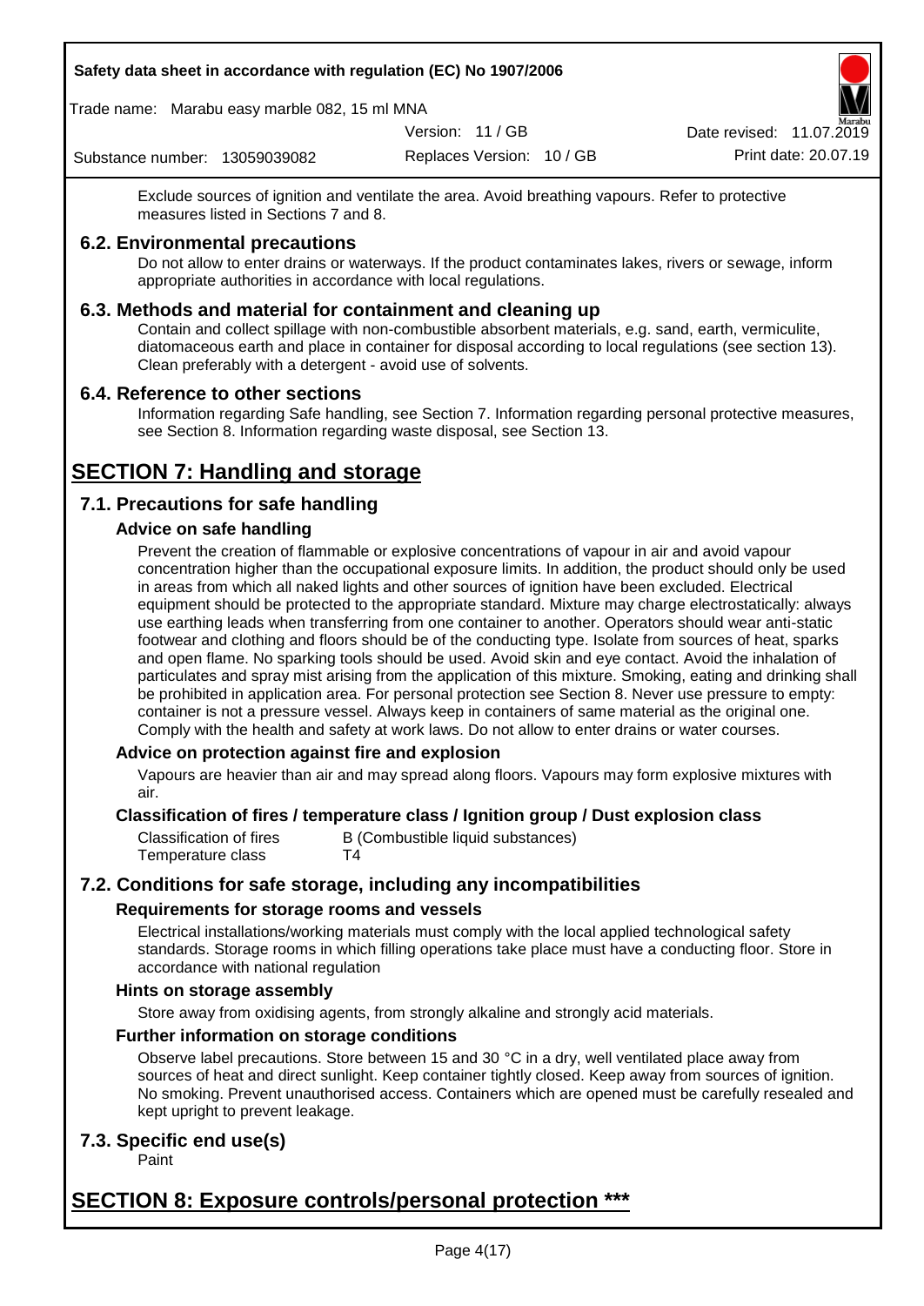Exclude sources of ignition and ventilate the area. Avoid breathing vapours. Refer to protective measures listed in Sections 7 and 8.

### 6.2. Environmental precautions

Do not allow to enter drains or waterways. If the product contaminates lakes, rivers or sewage, inform appropriate authorities in accordance with local regulations.

### 6.3. Methods and material for containment and cleaning up

Contain and collect spillage with non-combustible absorbent materials, e.g. sand, earth, vermiculite, diatomaceous earth and place in container for disposal according to local regulations (see section 13). Clean preferably with a detergent - avoid use of solvents.

### 6.4. Reference to other sections

Information regarding Safe handling, see Section 7. Information regarding personal protective measures, see Section 8. Information regarding waste disposal, see Section 13.

## SECTION 7: Handling and storage

### 7.1. Precautions for safe handling

#### Advice on safe handling

Prevent the creation of flammable or explosive concentrations of vapour in air and avoid vapour concentration higher than the occupational exposure limits. In addition, the product should only be used in areas from which all naked lights and other sources of ignition have been excluded. Electrical equipment should be protected to the appropriate standard. Mixture may charge electrostatically: always use earthing leads when transferring from one container to another. Operators should wear anti-static footwear and clothing and floors should be of the conducting type. Isolate from sources of heat, sparks and open flame. No sparking tools should be used. Avoid skin and eye contact. Avoid the inhalation of particulates and spray mist arising from the application of this mixture. Smoking, eating and drinking shall be prohibited in application area. For personal protection see Section 8. Never use pressure to empty: container is not a pressure vessel. Always keep in containers of same material as the original one. Comply with the health and safety at work laws. Do not allow to enter drains or water courses.

#### Advice on protection against fire and explosion

Vapours are heavier than air and may spread along floors. Vapours may form explosive mixtures with air.

#### Classification of fires / temperature class / Ignition group / Dust explosion class

| | |
|---|---|
| Classification of fires | B (Combustible liquid substances) |
| Temperature class | T4 |

### 7.2. Conditions for safe storage, including any incompatibilities

#### Requirements for storage rooms and vessels

Electrical installations/working materials must comply with the local applied technological safety standards. Storage rooms in which filling operations take place must have a conducting floor. Store in accordance with national regulation

#### Hints on storage assembly

Store away from oxidising agents, from strongly alkaline and strongly acid materials.

#### Further information on storage conditions

Observe label precautions. Store between 15 and 30 °C in a dry, well ventilated place away from sources of heat and direct sunlight. Keep container tightly closed. Keep away from sources of ignition. No smoking. Prevent unauthorised access. Containers which are opened must be carefully resealed and kept upright to prevent leakage.

### 7.3. Specific end use(s)

Paint

## SECTION 8: Exposure controls/personal protection ***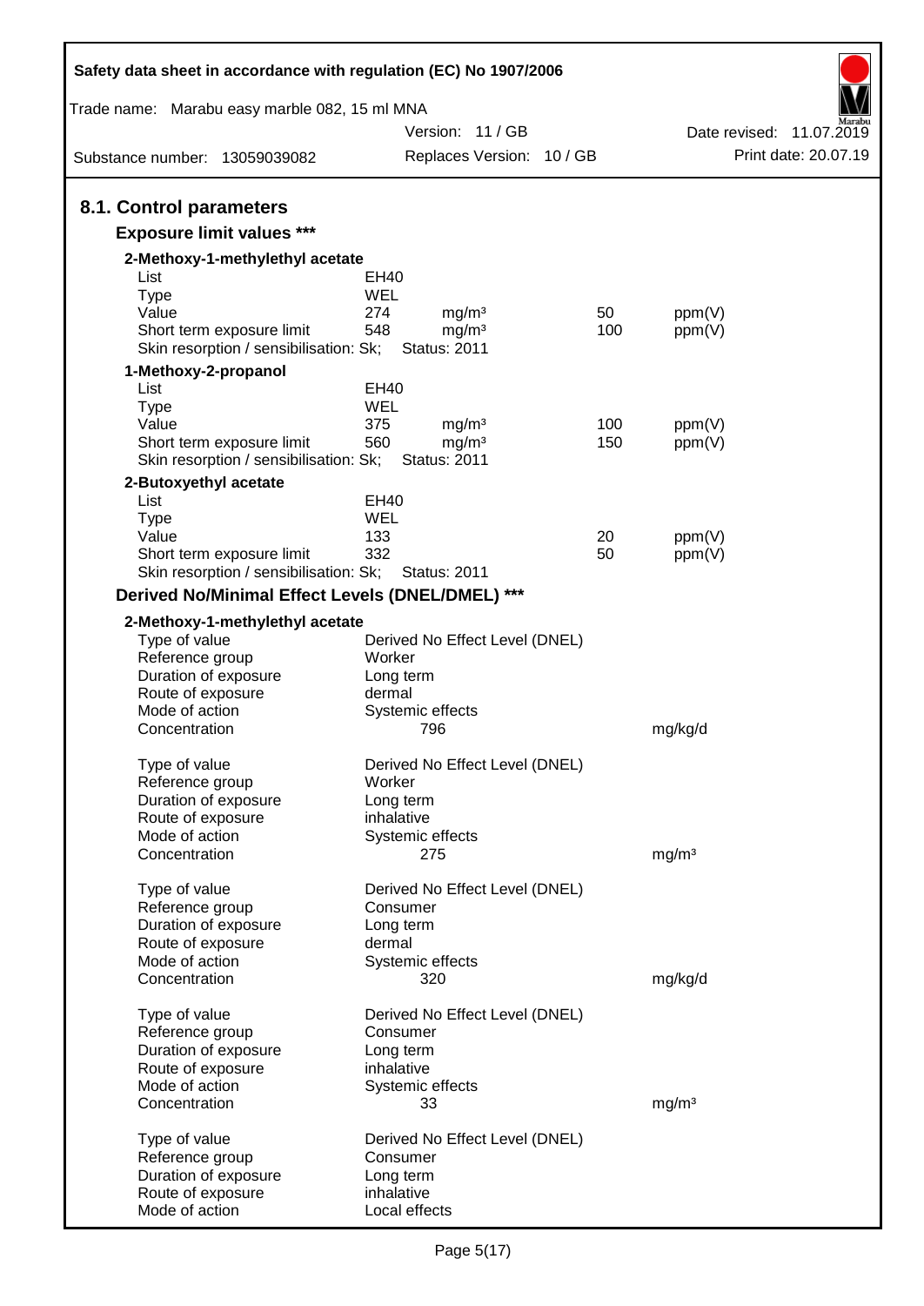## 8.1. Control parameters

### Exposure limit values ***

**2-Methoxy-1-methylethyl acetate**

| | | | | |
|---|---|---|---|---|
| List | EH40 | | | |
| Type | WEL | | | |
| Value | 274 | mg/m³ | 50 | ppm(V) |
| Short term exposure limit | 548 | mg/m³ | 100 | ppm(V) |
| Skin resorption / sensibilisation: Sk; | Status: 2011 | | | |

**1-Methoxy-2-propanol**

| | | | | |
|---|---|---|---|---|
| List | EH40 | | | |
| Type | WEL | | | |
| Value | 375 | mg/m³ | 100 | ppm(V) |
| Short term exposure limit | 560 | mg/m³ | 150 | ppm(V) |
| Skin resorption / sensibilisation: Sk; | Status: 2011 | | | |

**2-Butoxyethyl acetate**

| | | | | |
|---|---|---|---|---|
| List | EH40 | | | |
| Type | WEL | | | |
| Value | 133 | | 20 | ppm(V) |
| Short term exposure limit | 332 | | 50 | ppm(V) |
| Skin resorption / sensibilisation: Sk; | Status: 2011 | | | |

### Derived No/Minimal Effect Levels (DNEL/DMEL) ***

**2-Methoxy-1-methylethyl acetate**

| | | |
|---|---|---|
| Type of value | Derived No Effect Level (DNEL) | |
| Reference group | Worker | |
| Duration of exposure | Long term | |
| Route of exposure | dermal | |
| Mode of action | Systemic effects | |
| Concentration | 796 | mg/kg/d |

| | | |
|---|---|---|
| Type of value | Derived No Effect Level (DNEL) | |
| Reference group | Worker | |
| Duration of exposure | Long term | |
| Route of exposure | inhalative | |
| Mode of action | Systemic effects | |
| Concentration | 275 | mg/m³ |

| | | |
|---|---|---|
| Type of value | Derived No Effect Level (DNEL) | |
| Reference group | Consumer | |
| Duration of exposure | Long term | |
| Route of exposure | dermal | |
| Mode of action | Systemic effects | |
| Concentration | 320 | mg/kg/d |

| | | |
|---|---|---|
| Type of value | Derived No Effect Level (DNEL) | |
| Reference group | Consumer | |
| Duration of exposure | Long term | |
| Route of exposure | inhalative | |
| Mode of action | Systemic effects | |
| Concentration | 33 | mg/m³ |

| | |
|---|---|
| Type of value | Derived No Effect Level (DNEL) |
| Reference group | Consumer |
| Duration of exposure | Long term |
| Route of exposure | inhalative |
| Mode of action | Local effects |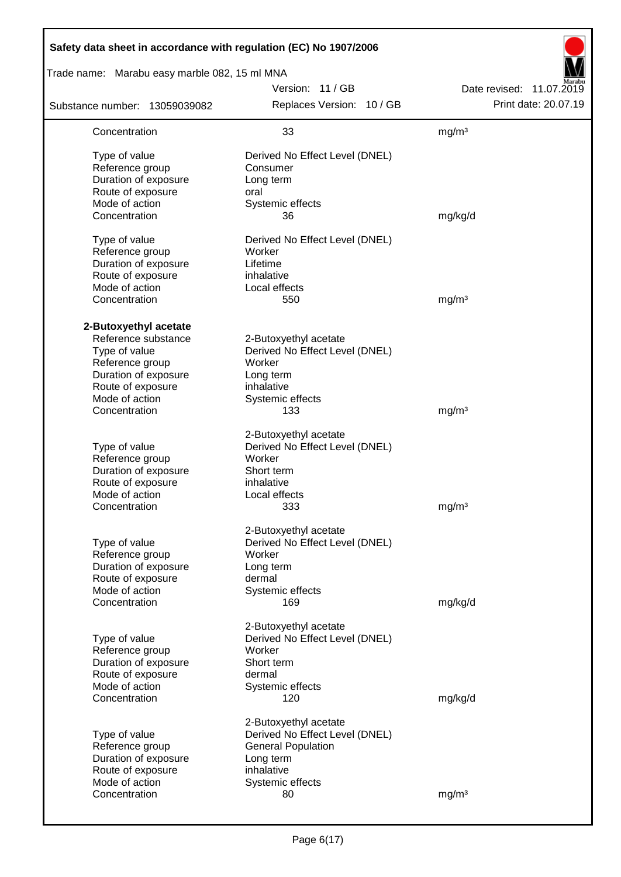| | | |
|---|---|---|
| Concentration | 33 | mg/m³ |
| | | |
| Type of value | Derived No Effect Level (DNEL) | |
| Reference group | Consumer | |
| Duration of exposure | Long term | |
| Route of exposure | oral | |
| Mode of action | Systemic effects | |
| Concentration | 36 | mg/kg/d |
| | | |
| Type of value | Derived No Effect Level (DNEL) | |
| Reference group | Worker | |
| Duration of exposure | Lifetime | |
| Route of exposure | inhalative | |
| Mode of action | Local effects | |
| Concentration | 550 | mg/m³ |

**2-Butoxyethyl acetate**

| | | |
|---|---|---|
| Reference substance | 2-Butoxyethyl acetate | |
| Type of value | Derived No Effect Level (DNEL) | |
| Reference group | Worker | |
| Duration of exposure | Long term | |
| Route of exposure | inhalative | |
| Mode of action | Systemic effects | |
| Concentration | 133 | mg/m³ |
| | | |
| | 2-Butoxyethyl acetate | |
| Type of value | Derived No Effect Level (DNEL) | |
| Reference group | Worker | |
| Duration of exposure | Short term | |
| Route of exposure | inhalative | |
| Mode of action | Local effects | |
| Concentration | 333 | mg/m³ |
| | | |
| | 2-Butoxyethyl acetate | |
| Type of value | Derived No Effect Level (DNEL) | |
| Reference group | Worker | |
| Duration of exposure | Long term | |
| Route of exposure | dermal | |
| Mode of action | Systemic effects | |
| Concentration | 169 | mg/kg/d |
| | | |
| | 2-Butoxyethyl acetate | |
| Type of value | Derived No Effect Level (DNEL) | |
| Reference group | Worker | |
| Duration of exposure | Short term | |
| Route of exposure | dermal | |
| Mode of action | Systemic effects | |
| Concentration | 120 | mg/kg/d |
| | | |
| | 2-Butoxyethyl acetate | |
| Type of value | Derived No Effect Level (DNEL) | |
| Reference group | General Population | |
| Duration of exposure | Long term | |
| Route of exposure | inhalative | |
| Mode of action | Systemic effects | |
| Concentration | 80 | mg/m³ |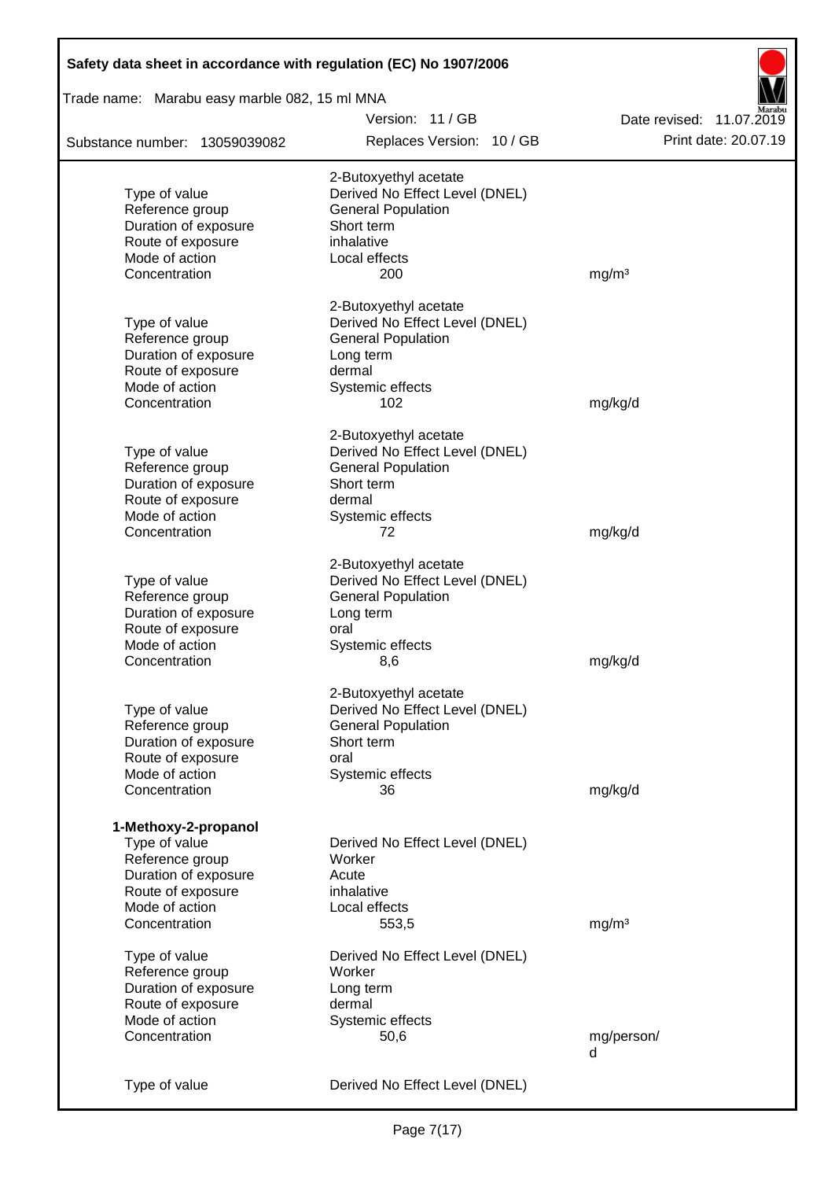2-Butoxyethyl acetate

| | | |
|---|---|---|
| Type of value | Derived No Effect Level (DNEL) | |
| Reference group | General Population | |
| Duration of exposure | Short term | |
| Route of exposure | inhalative | |
| Mode of action | Local effects | |
| Concentration | 200 | mg/m³ |

2-Butoxyethyl acetate

| | | |
|---|---|---|
| Type of value | Derived No Effect Level (DNEL) | |
| Reference group | General Population | |
| Duration of exposure | Long term | |
| Route of exposure | dermal | |
| Mode of action | Systemic effects | |
| Concentration | 102 | mg/kg/d |

2-Butoxyethyl acetate

| | | |
|---|---|---|
| Type of value | Derived No Effect Level (DNEL) | |
| Reference group | General Population | |
| Duration of exposure | Short term | |
| Route of exposure | dermal | |
| Mode of action | Systemic effects | |
| Concentration | 72 | mg/kg/d |

2-Butoxyethyl acetate

| | | |
|---|---|---|
| Type of value | Derived No Effect Level (DNEL) | |
| Reference group | General Population | |
| Duration of exposure | Long term | |
| Route of exposure | oral | |
| Mode of action | Systemic effects | |
| Concentration | 8,6 | mg/kg/d |

2-Butoxyethyl acetate

| | | |
|---|---|---|
| Type of value | Derived No Effect Level (DNEL) | |
| Reference group | General Population | |
| Duration of exposure | Short term | |
| Route of exposure | oral | |
| Mode of action | Systemic effects | |
| Concentration | 36 | mg/kg/d |

**1-Methoxy-2-propanol**

| | | |
|---|---|---|
| Type of value | Derived No Effect Level (DNEL) | |
| Reference group | Worker | |
| Duration of exposure | Acute | |
| Route of exposure | inhalative | |
| Mode of action | Local effects | |
| Concentration | 553,5 | mg/m³ |

| | | |
|---|---|---|
| Type of value | Derived No Effect Level (DNEL) | |
| Reference group | Worker | |
| Duration of exposure | Long term | |
| Route of exposure | dermal | |
| Mode of action | Systemic effects | |
| Concentration | 50,6 | mg/person/d |

| | |
|---|---|
| Type of value | Derived No Effect Level (DNEL) |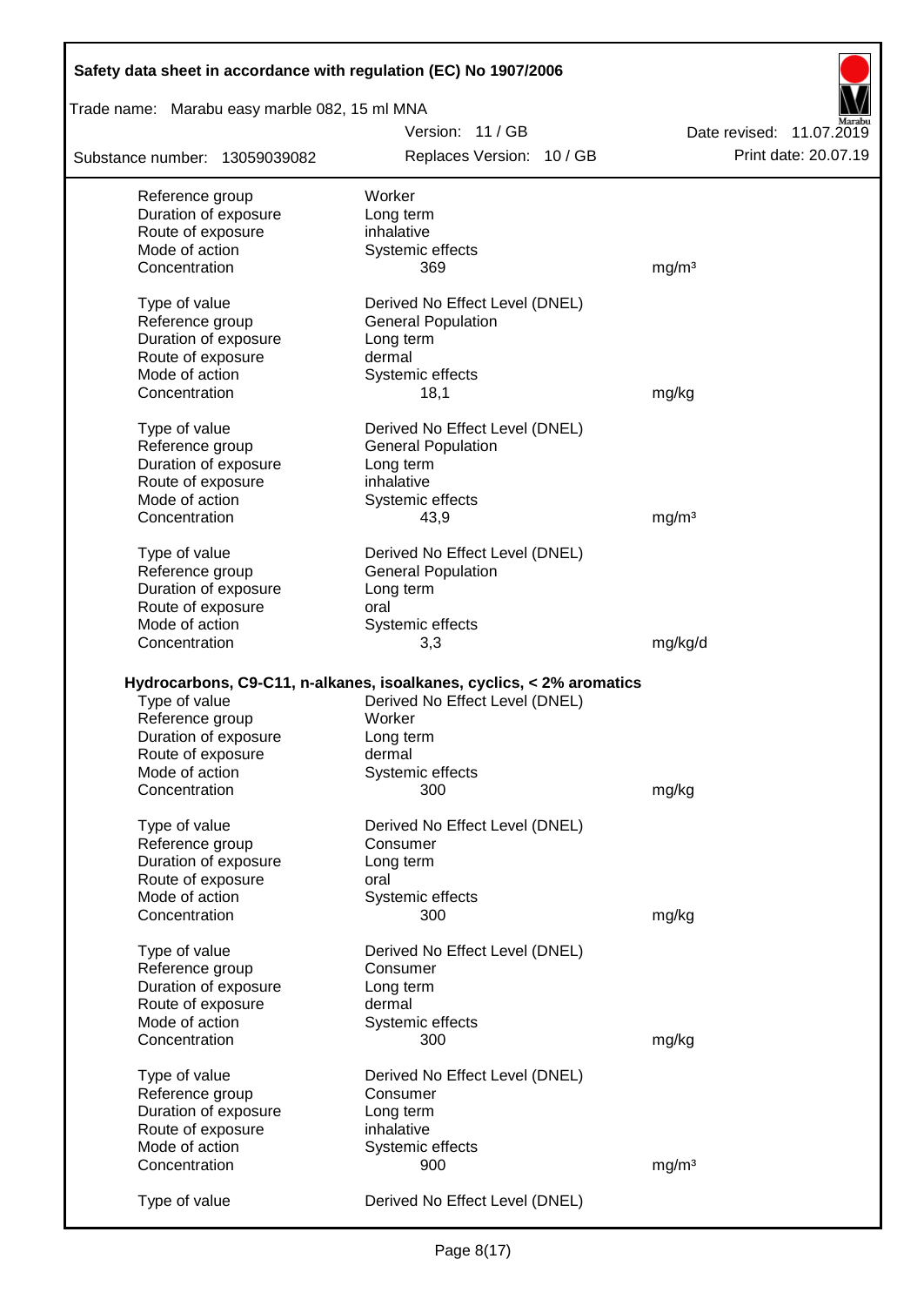| | | |
|---|---|---|
| Reference group | Worker | |
| Duration of exposure | Long term | |
| Route of exposure | inhalative | |
| Mode of action | Systemic effects | |
| Concentration | 369 | mg/m³ |
| | | |
| Type of value | Derived No Effect Level (DNEL) | |
| Reference group | General Population | |
| Duration of exposure | Long term | |
| Route of exposure | dermal | |
| Mode of action | Systemic effects | |
| Concentration | 18,1 | mg/kg |
| | | |
| Type of value | Derived No Effect Level (DNEL) | |
| Reference group | General Population | |
| Duration of exposure | Long term | |
| Route of exposure | inhalative | |
| Mode of action | Systemic effects | |
| Concentration | 43,9 | mg/m³ |
| | | |
| Type of value | Derived No Effect Level (DNEL) | |
| Reference group | General Population | |
| Duration of exposure | Long term | |
| Route of exposure | oral | |
| Mode of action | Systemic effects | |
| Concentration | 3,3 | mg/kg/d |

**Hydrocarbons, C9-C11, n-alkanes, isoalkanes, cyclics, < 2% aromatics**

| | | |
|---|---|---|
| Type of value | Derived No Effect Level (DNEL) | |
| Reference group | Worker | |
| Duration of exposure | Long term | |
| Route of exposure | dermal | |
| Mode of action | Systemic effects | |
| Concentration | 300 | mg/kg |
| | | |
| Type of value | Derived No Effect Level (DNEL) | |
| Reference group | Consumer | |
| Duration of exposure | Long term | |
| Route of exposure | oral | |
| Mode of action | Systemic effects | |
| Concentration | 300 | mg/kg |
| | | |
| Type of value | Derived No Effect Level (DNEL) | |
| Reference group | Consumer | |
| Duration of exposure | Long term | |
| Route of exposure | dermal | |
| Mode of action | Systemic effects | |
| Concentration | 300 | mg/kg |
| | | |
| Type of value | Derived No Effect Level (DNEL) | |
| Reference group | Consumer | |
| Duration of exposure | Long term | |
| Route of exposure | inhalative | |
| Mode of action | Systemic effects | |
| Concentration | 900 | mg/m³ |
| | | |
| Type of value | Derived No Effect Level (DNEL) | |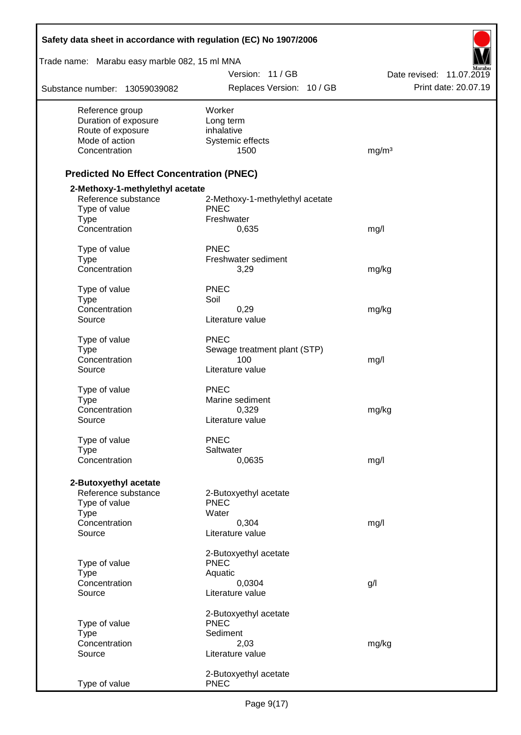| | | |
|---|---|---|
| Reference group | Worker | |
| Duration of exposure | Long term | |
| Route of exposure | inhalative | |
| Mode of action | Systemic effects | |
| Concentration | 1500 | mg/m³ |

## Predicted No Effect Concentration (PNEC)

### 2-Methoxy-1-methylethyl acetate

| | | |
|---|---|---|
| Reference substance | 2-Methoxy-1-methylethyl acetate | |
| Type of value | PNEC | |
| Type | Freshwater | |
| Concentration | 0,635 | mg/l |
| | | |
| Type of value | PNEC | |
| Type | Freshwater sediment | |
| Concentration | 3,29 | mg/kg |
| | | |
| Type of value | PNEC | |
| Type | Soil | |
| Concentration | 0,29 | mg/kg |
| Source | Literature value | |
| | | |
| Type of value | PNEC | |
| Type | Sewage treatment plant (STP) | |
| Concentration | 100 | mg/l |
| Source | Literature value | |
| | | |
| Type of value | PNEC | |
| Type | Marine sediment | |
| Concentration | 0,329 | mg/kg |
| Source | Literature value | |
| | | |
| Type of value | PNEC | |
| Type | Saltwater | |
| Concentration | 0,0635 | mg/l |

### 2-Butoxyethyl acetate

| | | |
|---|---|---|
| Reference substance | 2-Butoxyethyl acetate | |
| Type of value | PNEC | |
| Type | Water | |
| Concentration | 0,304 | mg/l |
| Source | Literature value | |
| | | |
| | 2-Butoxyethyl acetate | |
| Type of value | PNEC | |
| Type | Aquatic | |
| Concentration | 0,0304 | g/l |
| Source | Literature value | |
| | | |
| | 2-Butoxyethyl acetate | |
| Type of value | PNEC | |
| Type | Sediment | |
| Concentration | 2,03 | mg/kg |
| Source | Literature value | |
| | | |
| | 2-Butoxyethyl acetate | |
| Type of value | PNEC | |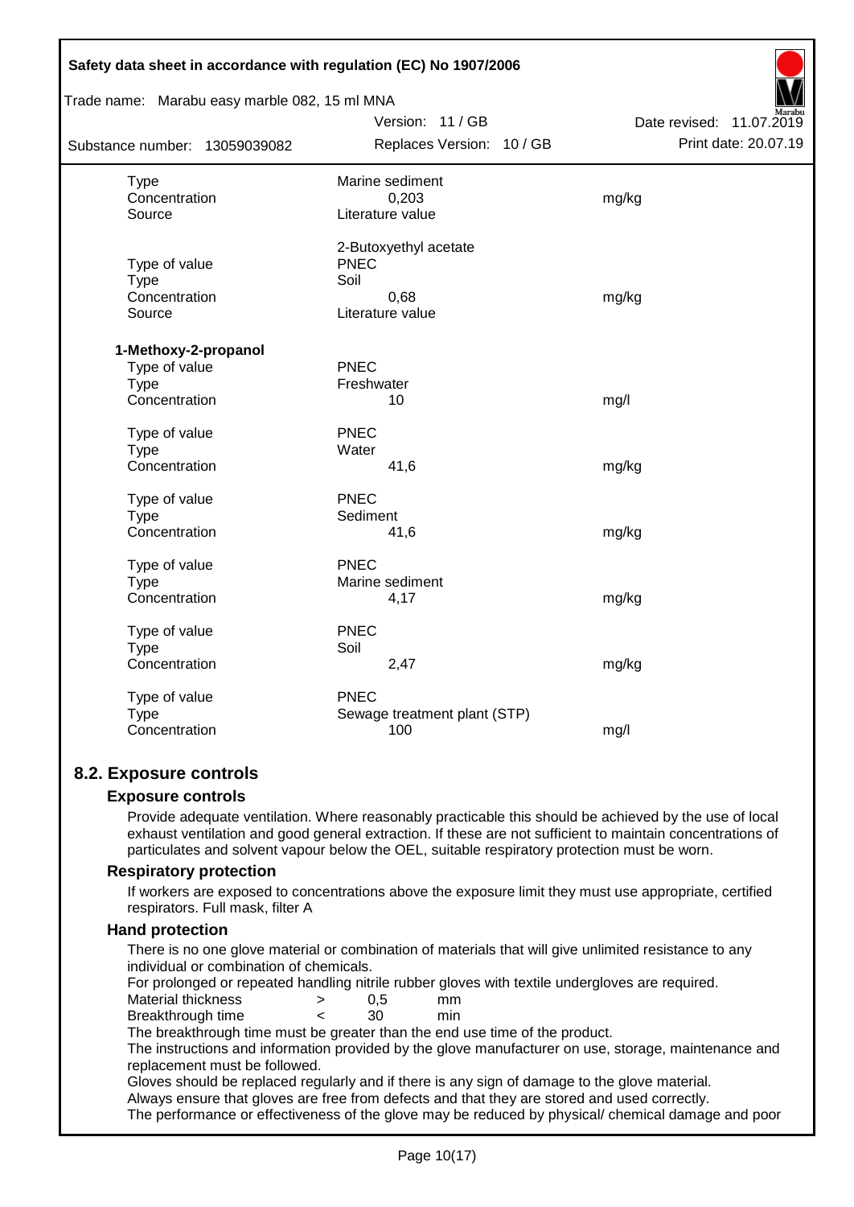| | | |
|---|---|---|
| Type | Marine sediment | |
| Concentration | 0,203 | mg/kg |
| Source | Literature value | |
| | | |
| | 2-Butoxyethyl acetate | |
| Type of value | PNEC | |
| Type | Soil | |
| Concentration | 0,68 | mg/kg |
| Source | Literature value | |

**1-Methoxy-2-propanol**

| | | |
|---|---|---|
| Type of value | PNEC | |
| Type | Freshwater | |
| Concentration | 10 | mg/l |
| | | |
| Type of value | PNEC | |
| Type | Water | |
| Concentration | 41,6 | mg/kg |
| | | |
| Type of value | PNEC | |
| Type | Sediment | |
| Concentration | 41,6 | mg/kg |
| | | |
| Type of value | PNEC | |
| Type | Marine sediment | |
| Concentration | 4,17 | mg/kg |
| | | |
| Type of value | PNEC | |
| Type | Soil | |
| Concentration | 2,47 | mg/kg |
| | | |
| Type of value | PNEC | |
| Type | Sewage treatment plant (STP) | |
| Concentration | 100 | mg/l |

## 8.2. Exposure controls

### Exposure controls

Provide adequate ventilation. Where reasonably practicable this should be achieved by the use of local exhaust ventilation and good general extraction. If these are not sufficient to maintain concentrations of particulates and solvent vapour below the OEL, suitable respiratory protection must be worn.

### Respiratory protection

If workers are exposed to concentrations above the exposure limit they must use appropriate, certified respirators. Full mask, filter A

### Hand protection

There is no one glove material or combination of materials that will give unlimited resistance to any individual or combination of chemicals.

For prolonged or repeated handling nitrile rubber gloves with textile undergloves are required.

| | | | |
|---|---|---|---|
| Material thickness | > | 0,5 | mm |
| Breakthrough time | < | 30 | min |

The breakthrough time must be greater than the end use time of the product.

The instructions and information provided by the glove manufacturer on use, storage, maintenance and replacement must be followed.

Gloves should be replaced regularly and if there is any sign of damage to the glove material.

Always ensure that gloves are free from defects and that they are stored and used correctly.

The performance or effectiveness of the glove may be reduced by physical/ chemical damage and poor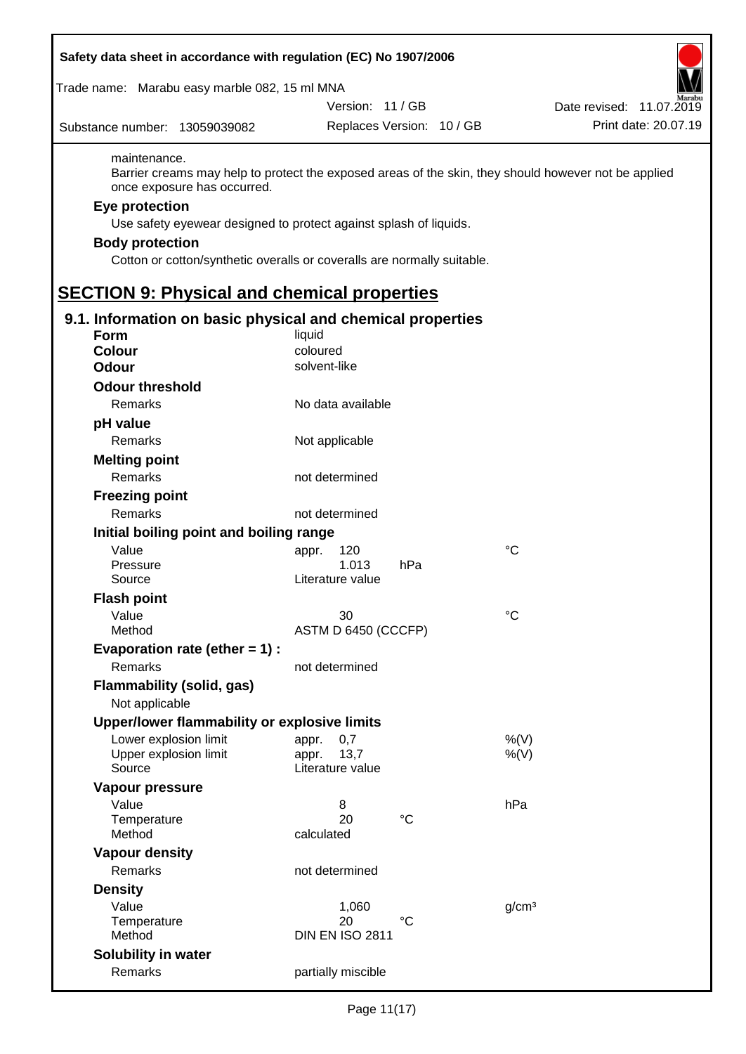maintenance.

Barrier creams may help to protect the exposed areas of the skin, they should however not be applied once exposure has occurred.

**Eye protection**

Use safety eyewear designed to protect against splash of liquids.

**Body protection**

Cotton or cotton/synthetic overalls or coveralls are normally suitable.

# SECTION 9: Physical and chemical properties

## 9.1. Information on basic physical and chemical properties

| | | | |
|---|---|---|---|
| **Form** | liquid | | |
| **Colour** | coloured | | |
| **Odour** | solvent-like | | |
| **Odour threshold** | | | |
| Remarks | No data available | | |
| **pH value** | | | |
| Remarks | Not applicable | | |
| **Melting point** | | | |
| Remarks | not determined | | |
| **Freezing point** | | | |
| Remarks | not determined | | |
| **Initial boiling point and boiling range** | | | |
| Value | appr. 120 | | °C |
| Pressure | 1.013 | hPa | |
| Source | Literature value | | |
| **Flash point** | | | |
| Value | 30 | | °C |
| Method | ASTM D 6450 (CCCFP) | | |
| **Evaporation rate (ether = 1) :** | | | |
| Remarks | not determined | | |
| **Flammability (solid, gas)** | | | |
| Not applicable | | | |
| **Upper/lower flammability or explosive limits** | | | |
| Lower explosion limit | appr. 0,7 | | %(V) |
| Upper explosion limit | appr. 13,7 | | %(V) |
| Source | Literature value | | |
| **Vapour pressure** | | | |
| Value | 8 | | hPa |
| Temperature | 20 | °C | |
| Method | calculated | | |
| **Vapour density** | | | |
| Remarks | not determined | | |
| **Density** | | | |
| Value | 1,060 | | g/cm³ |
| Temperature | 20 | °C | |
| Method | DIN EN ISO 2811 | | |
| **Solubility in water** | | | |
| Remarks | partially miscible | | |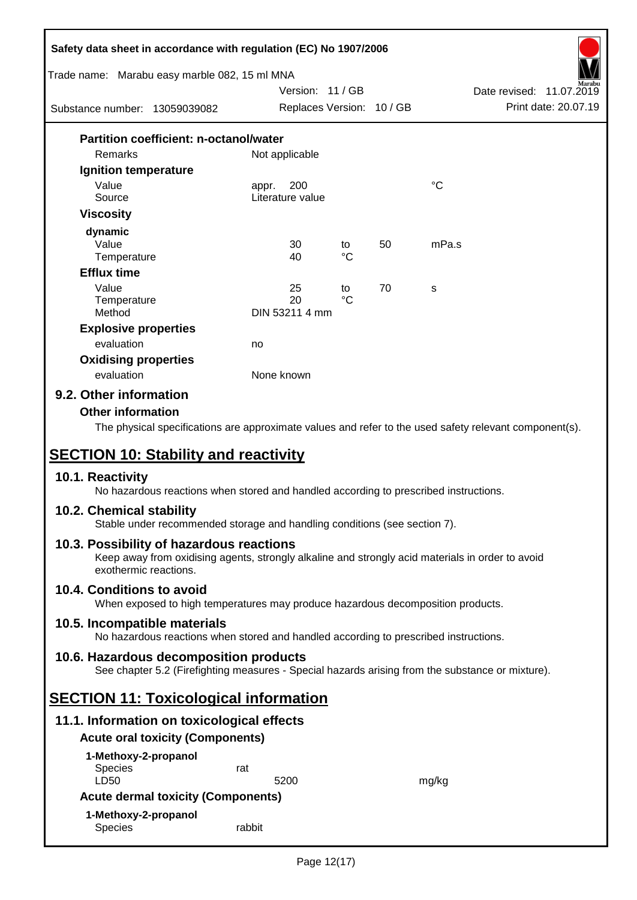**Partition coefficient: n-octanol/water**

| | | | | |
|---|---|---|---|---|
| Remarks | Not applicable | | | |

**Ignition temperature**

| | | | | |
|---|---|---|---|---|
| Value | appr. 200 | | | °C |
| Source | Literature value | | | |

**Viscosity**

**dynamic**

| | | | | |
|---|---|---|---|---|
| Value | 30 | to | 50 | mPa.s |
| Temperature | 40 | °C | | |

**Efflux time**

| | | | | |
|---|---|---|---|---|
| Value | 25 | to | 70 | s |
| Temperature | 20 | °C | | |
| Method | DIN 53211 4 mm | | | |

**Explosive properties**

| | |
|---|---|
| evaluation | no |

**Oxidising properties**

| | |
|---|---|
| evaluation | None known |

## 9.2. Other information

**Other information**

The physical specifications are approximate values and refer to the used safety relevant component(s).

# SECTION 10: Stability and reactivity

## 10.1. Reactivity

No hazardous reactions when stored and handled according to prescribed instructions.

## 10.2. Chemical stability

Stable under recommended storage and handling conditions (see section 7).

## 10.3. Possibility of hazardous reactions

Keep away from oxidising agents, strongly alkaline and strongly acid materials in order to avoid exothermic reactions.

## 10.4. Conditions to avoid

When exposed to high temperatures may produce hazardous decomposition products.

## 10.5. Incompatible materials

No hazardous reactions when stored and handled according to prescribed instructions.

## 10.6. Hazardous decomposition products

See chapter 5.2 (Firefighting measures - Special hazards arising from the substance or mixture).

# SECTION 11: Toxicological information

## 11.1. Information on toxicological effects

**Acute oral toxicity (Components)**

**1-Methoxy-2-propanol**

| | | |
|---|---|---|
| Species | rat | |
| LD50 | 5200 | mg/kg |

**Acute dermal toxicity (Components)**

**1-Methoxy-2-propanol**

| | |
|---|---|
| Species | rabbit |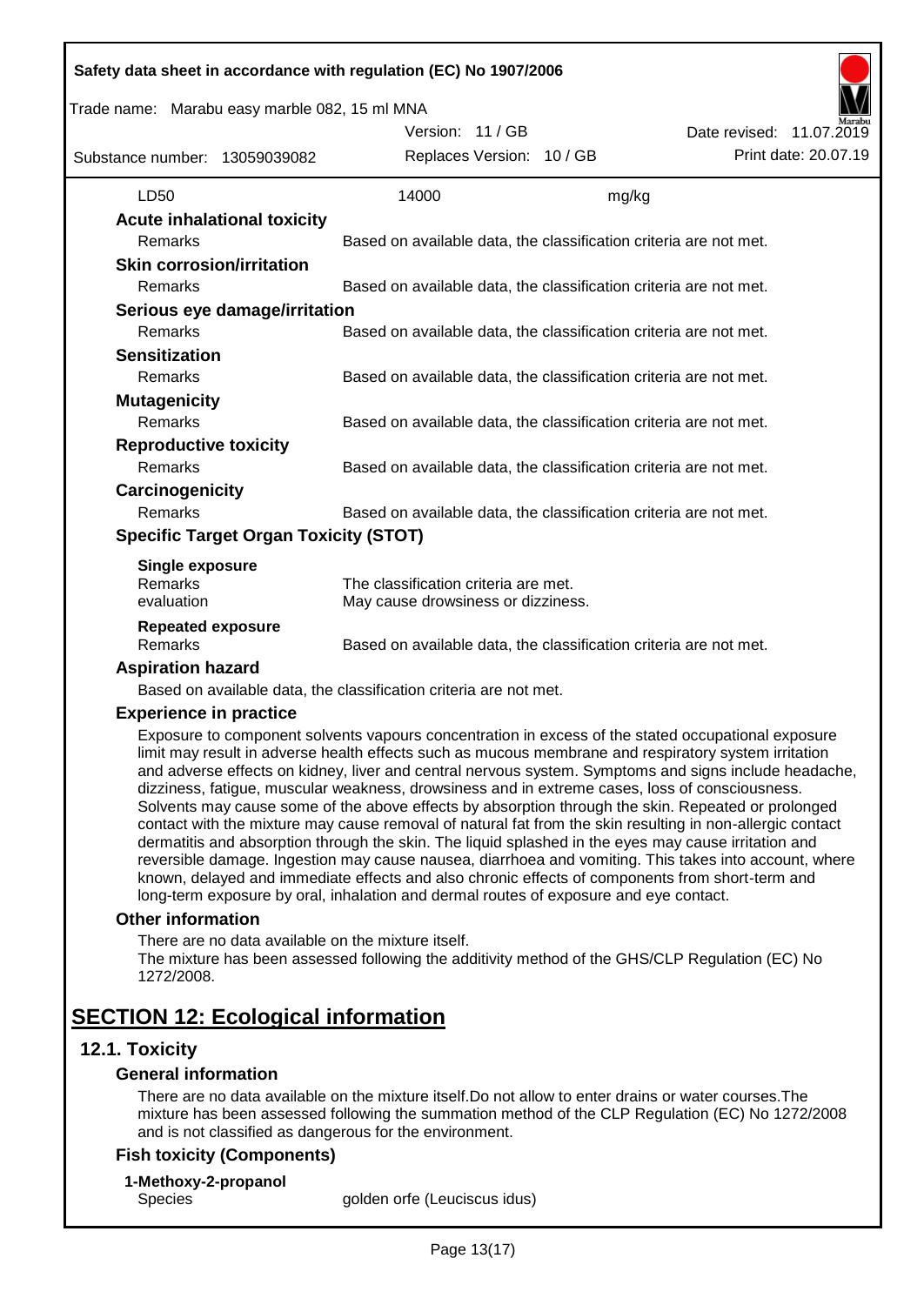| LD50 | 14000 | mg/kg |
| --- | --- | --- |

### Acute inhalational toxicity

| Remarks | Based on available data, the classification criteria are not met. |
| --- | --- |

### Skin corrosion/irritation

| Remarks | Based on available data, the classification criteria are not met. |
| --- | --- |

### Serious eye damage/irritation

| Remarks | Based on available data, the classification criteria are not met. |
| --- | --- |

### Sensitization

| Remarks | Based on available data, the classification criteria are not met. |
| --- | --- |

### Mutagenicity

| Remarks | Based on available data, the classification criteria are not met. |
| --- | --- |

### Reproductive toxicity

| Remarks | Based on available data, the classification criteria are not met. |
| --- | --- |

### Carcinogenicity

| Remarks | Based on available data, the classification criteria are not met. |
| --- | --- |

### Specific Target Organ Toxicity (STOT)

**Single exposure**

| Remarks | The classification criteria are met. |
| --- | --- |
| evaluation | May cause drowsiness or dizziness. |

**Repeated exposure**

| Remarks | Based on available data, the classification criteria are not met. |
| --- | --- |

### Aspiration hazard

Based on available data, the classification criteria are not met.

### Experience in practice

Exposure to component solvents vapours concentration in excess of the stated occupational exposure limit may result in adverse health effects such as mucous membrane and respiratory system irritation and adverse effects on kidney, liver and central nervous system. Symptoms and signs include headache, dizziness, fatigue, muscular weakness, drowsiness and in extreme cases, loss of consciousness. Solvents may cause some of the above effects by absorption through the skin. Repeated or prolonged contact with the mixture may cause removal of natural fat from the skin resulting in non-allergic contact dermatitis and absorption through the skin. The liquid splashed in the eyes may cause irritation and reversible damage. Ingestion may cause nausea, diarrhoea and vomiting. This takes into account, where known, delayed and immediate effects and also chronic effects of components from short-term and long-term exposure by oral, inhalation and dermal routes of exposure and eye contact.

### Other information

There are no data available on the mixture itself.
The mixture has been assessed following the additivity method of the GHS/CLP Regulation (EC) No 1272/2008.

# SECTION 12: Ecological information

## 12.1. Toxicity

### General information

There are no data available on the mixture itself.Do not allow to enter drains or water courses.The mixture has been assessed following the summation method of the CLP Regulation (EC) No 1272/2008 and is not classified as dangerous for the environment.

### Fish toxicity (Components)

**1-Methoxy-2-propanol**

| Species | golden orfe (Leuciscus idus) |
| --- | --- |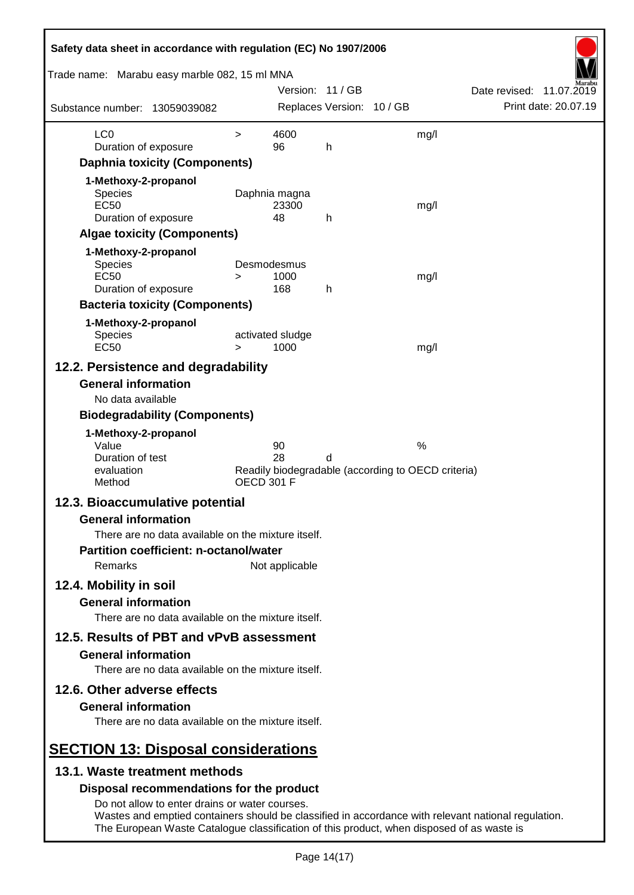| | | | | |
|---|---|---|---|---|
| LC0 | > | 4600 | | mg/l |
| Duration of exposure | | 96 | h | |

**Daphnia toxicity (Components)**

| 1-Methoxy-2-propanol | | | | |
|---|---|---|---|---|
| Species | | Daphnia magna | | |
| EC50 | | 23300 | | mg/l |
| Duration of exposure | | 48 | h | |

**Algae toxicity (Components)**

| 1-Methoxy-2-propanol | | | | |
|---|---|---|---|---|
| Species | | Desmodesmus | | |
| EC50 | > | 1000 | | mg/l |
| Duration of exposure | | 168 | h | |

**Bacteria toxicity (Components)**

| 1-Methoxy-2-propanol | | | | |
|---|---|---|---|---|
| Species | | activated sludge | | |
| EC50 | > | 1000 | | mg/l |

## 12.2. Persistence and degradability

**General information**

No data available

**Biodegradability (Components)**

| 1-Methoxy-2-propanol | | | |
|---|---|---|---|
| Value | 90 | | % |
| Duration of test | 28 | d | |
| evaluation | Readily biodegradable (according to OECD criteria) | | |
| Method | OECD 301 F | | |

## 12.3. Bioaccumulative potential

**General information**

There are no data available on the mixture itself.

**Partition coefficient: n-octanol/water**

Remarks Not applicable

## 12.4. Mobility in soil

**General information**

There are no data available on the mixture itself.

## 12.5. Results of PBT and vPvB assessment

**General information**

There are no data available on the mixture itself.

## 12.6. Other adverse effects

**General information**

There are no data available on the mixture itself.

# SECTION 13: Disposal considerations

## 13.1. Waste treatment methods

**Disposal recommendations for the product**

Do not allow to enter drains or water courses.
Wastes and emptied containers should be classified in accordance with relevant national regulation.
The European Waste Catalogue classification of this product, when disposed of as waste is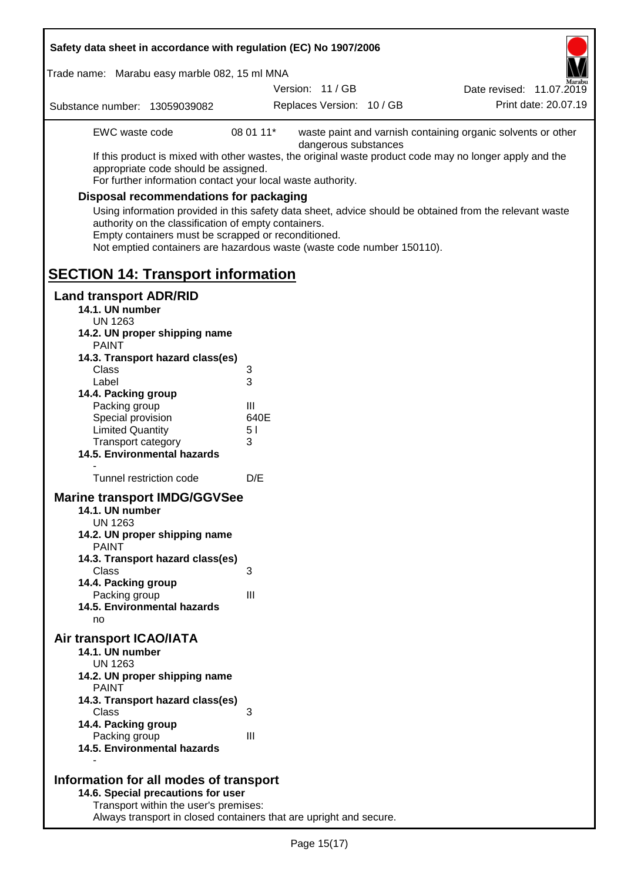| EWC waste code | 08 01 11* | waste paint and varnish containing organic solvents or other dangerous substances |
|---|---|---|

If this product is mixed with other wastes, the original waste product code may no longer apply and the appropriate code should be assigned.
For further information contact your local waste authority.

### Disposal recommendations for packaging

Using information provided in this safety data sheet, advice should be obtained from the relevant waste authority on the classification of empty containers.
Empty containers must be scrapped or reconditioned.
Not emptied containers are hazardous waste (waste code number 150110).

## SECTION 14: Transport information

### Land transport ADR/RID

**14.1. UN number**
UN 1263

**14.2. UN proper shipping name**
PAINT

**14.3. Transport hazard class(es)**

| | |
|---|---|
| Class | 3 |
| Label | 3 |

**14.4. Packing group**

| | |
|---|---|
| Packing group | III |
| Special provision | 640E |
| Limited Quantity | 5 l |
| Transport category | 3 |

**14.5. Environmental hazards**
-

| | |
|---|---|
| Tunnel restriction code | D/E |

### Marine transport IMDG/GGVSee

**14.1. UN number**
UN 1263

**14.2. UN proper shipping name**
PAINT

**14.3. Transport hazard class(es)**

| | |
|---|---|
| Class | 3 |

**14.4. Packing group**

| | |
|---|---|
| Packing group | III |

**14.5. Environmental hazards**
no

### Air transport ICAO/IATA

**14.1. UN number**
UN 1263

**14.2. UN proper shipping name**
PAINT

**14.3. Transport hazard class(es)**

| | |
|---|---|
| Class | 3 |

**14.4. Packing group**

| | |
|---|---|
| Packing group | III |

**14.5. Environmental hazards**
-

### Information for all modes of transport

**14.6. Special precautions for user**
Transport within the user's premises:
Always transport in closed containers that are upright and secure.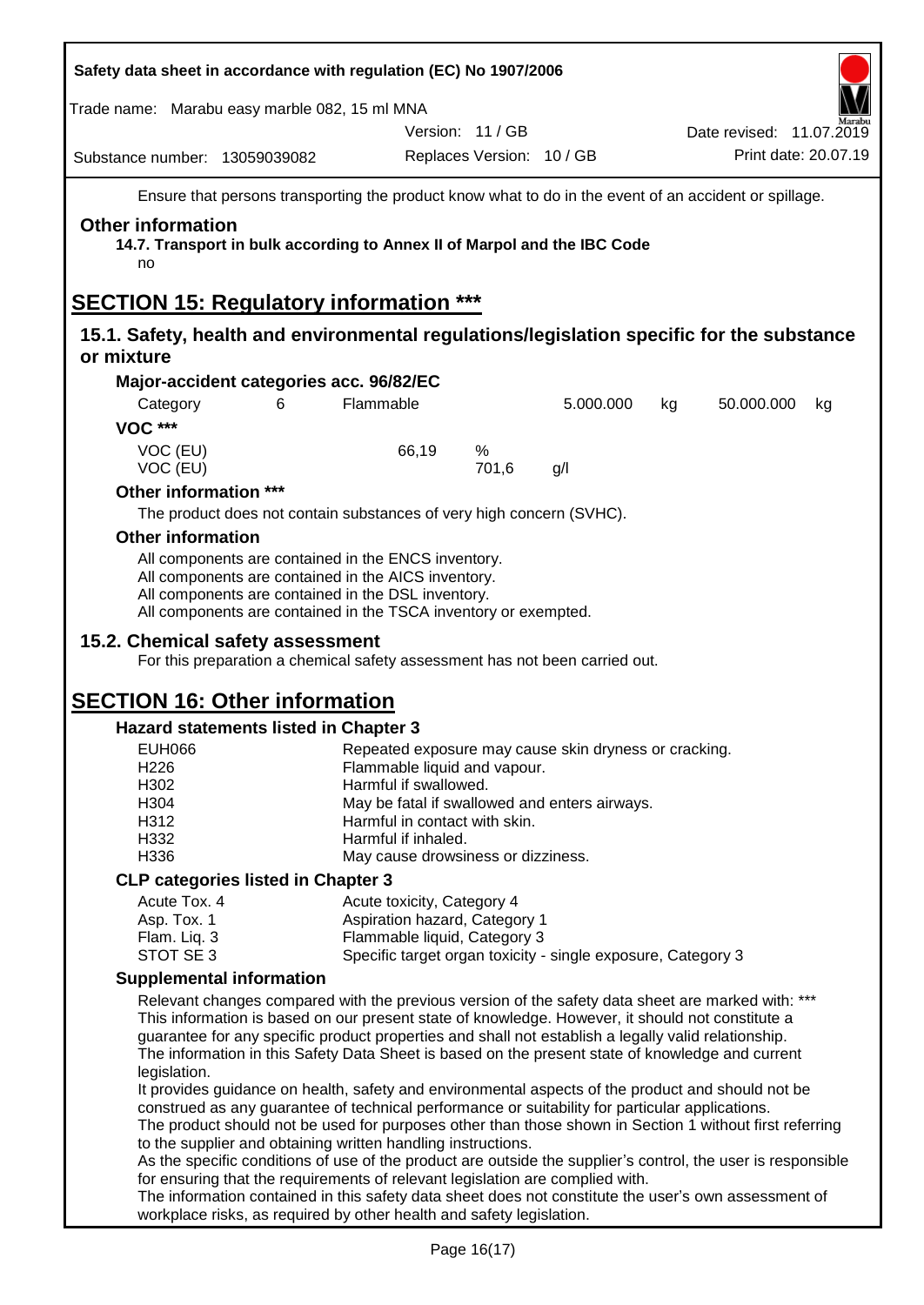Ensure that persons transporting the product know what to do in the event of an accident or spillage.

### Other information

**14.7. Transport in bulk according to Annex II of Marpol and the IBC Code**

no

# SECTION 15: Regulatory information ***

## 15.1. Safety, health and environmental regulations/legislation specific for the substance or mixture

### Major-accident categories acc. 96/82/EC

| Category | 6 | Flammable | 5.000.000 | kg | 50.000.000 | kg |
|---|---|---|---|---|---|---|

### VOC ***

| | | | |
|---|---|---|---|
| VOC (EU) | 66,19 | % | |
| VOC (EU) | | 701,6 | g/l |

### Other information ***

The product does not contain substances of very high concern (SVHC).

### Other information

All components are contained in the ENCS inventory.
All components are contained in the AICS inventory.
All components are contained in the DSL inventory.
All components are contained in the TSCA inventory or exempted.

## 15.2. Chemical safety assessment

For this preparation a chemical safety assessment has not been carried out.

# SECTION 16: Other information

### Hazard statements listed in Chapter 3

| | |
|---|---|
| EUH066 | Repeated exposure may cause skin dryness or cracking. |
| H226 | Flammable liquid and vapour. |
| H302 | Harmful if swallowed. |
| H304 | May be fatal if swallowed and enters airways. |
| H312 | Harmful in contact with skin. |
| H332 | Harmful if inhaled. |
| H336 | May cause drowsiness or dizziness. |

### CLP categories listed in Chapter 3

| | |
|---|---|
| Acute Tox. 4 | Acute toxicity, Category 4 |
| Asp. Tox. 1 | Aspiration hazard, Category 1 |
| Flam. Liq. 3 | Flammable liquid, Category 3 |
| STOT SE 3 | Specific target organ toxicity - single exposure, Category 3 |

### Supplemental information

Relevant changes compared with the previous version of the safety data sheet are marked with: ***
This information is based on our present state of knowledge. However, it should not constitute a guarantee for any specific product properties and shall not establish a legally valid relationship.
The information in this Safety Data Sheet is based on the present state of knowledge and current legislation.
It provides guidance on health, safety and environmental aspects of the product and should not be construed as any guarantee of technical performance or suitability for particular applications.
The product should not be used for purposes other than those shown in Section 1 without first referring to the supplier and obtaining written handling instructions.
As the specific conditions of use of the product are outside the supplier's control, the user is responsible for ensuring that the requirements of relevant legislation are complied with.
The information contained in this safety data sheet does not constitute the user's own assessment of workplace risks, as required by other health and safety legislation.